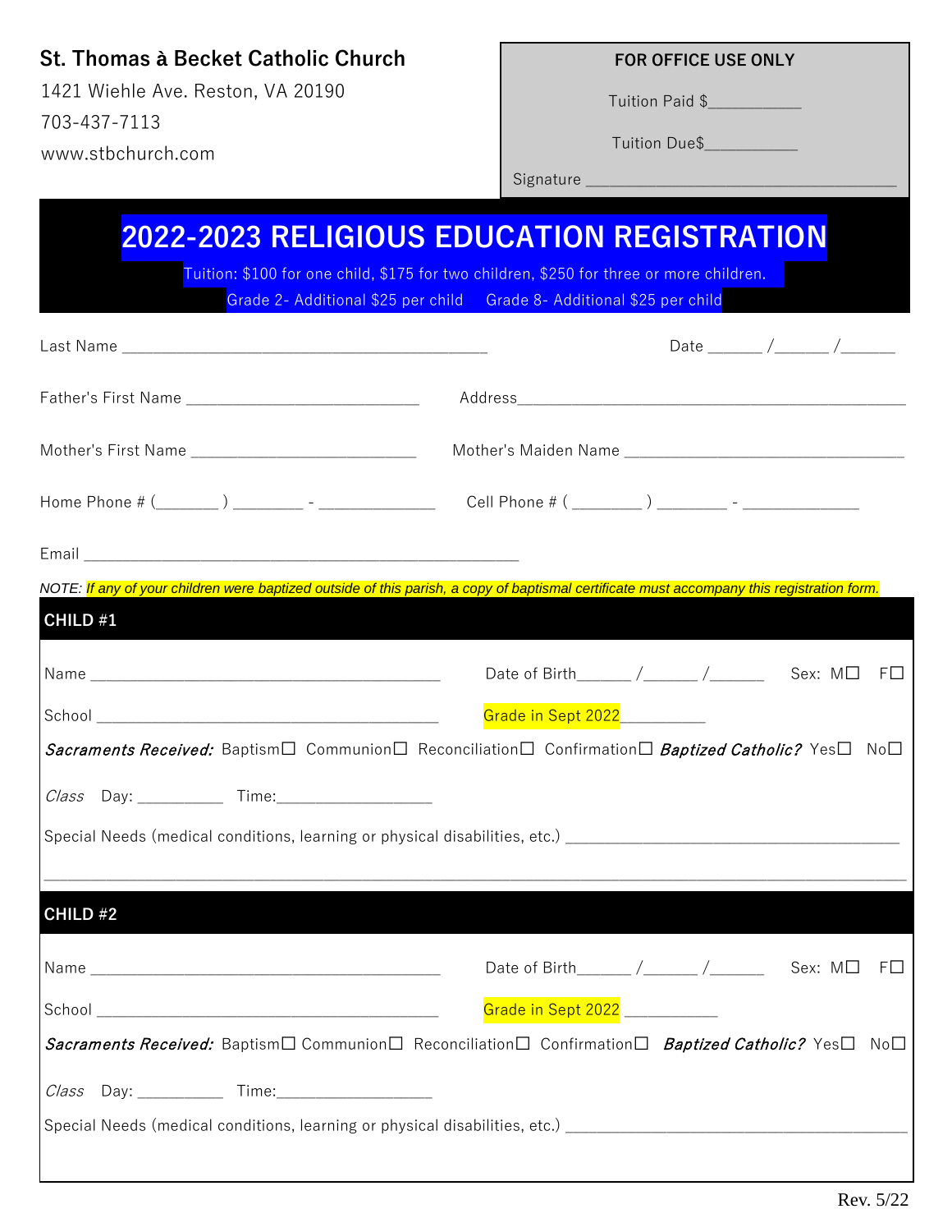**St. Thomas à Becket Catholic Church**

1421 Wiehle Ave. Reston, VA 20190

703-437-7113

www.stbchurch.com

**FOR OFFICE USE ONLY**

Tuition Paid $__________

Tuition Due$__________

Signature ________________________________

# 2022-2023 RELIGIOUS EDUCATION REGISTRATION

Tuition: $100 for one child, $175 for two children, $250 for three or more children.

Grade 2- Additional $25 per child     Grade 8- Additional $25 per child

Last Name ________________________________________     Date ______ /______ /______

Father's First Name _________________________     Address ___________________________________________

Mother's First Name _________________________     Mother's Maiden Name ______________________________

Home Phone # (_______ ) ________ - ______________     Cell Phone # ( ________ ) ________ - _____________

Email ________________________________________________

*NOTE: If any of your children were baptized outside of this parish, a copy of baptismal certificate must accompany this registration form.*

## CHILD #1

Name ________________________________________     Date of Birth______ /______ /______     Sex: M☐ F☐

School ________________________________________     Grade in Sept 2022__________

***Sacraments Received:*** Baptism☐ Communion☐ Reconciliation☐ Confirmation☐ ***Baptized Catholic?*** Yes☐ No☐

*Class* Day: __________ Time:__________________

Special Needs (medical conditions, learning or physical disabilities, etc.) ______________________________________

___________________________________________________________________________________________

## CHILD #2

Name ________________________________________     Date of Birth______ /______ /______     Sex: M☐ F☐

School ________________________________________     Grade in Sept 2022 ___________

***Sacraments Received:*** Baptism☐ Communion☐ Reconciliation☐ Confirmation☐ ***Baptized Catholic?*** Yes☐ No☐

*Class* Day: __________ Time:__________________

Special Needs (medical conditions, learning or physical disabilities, etc.) ______________________________________

Rev. 5/22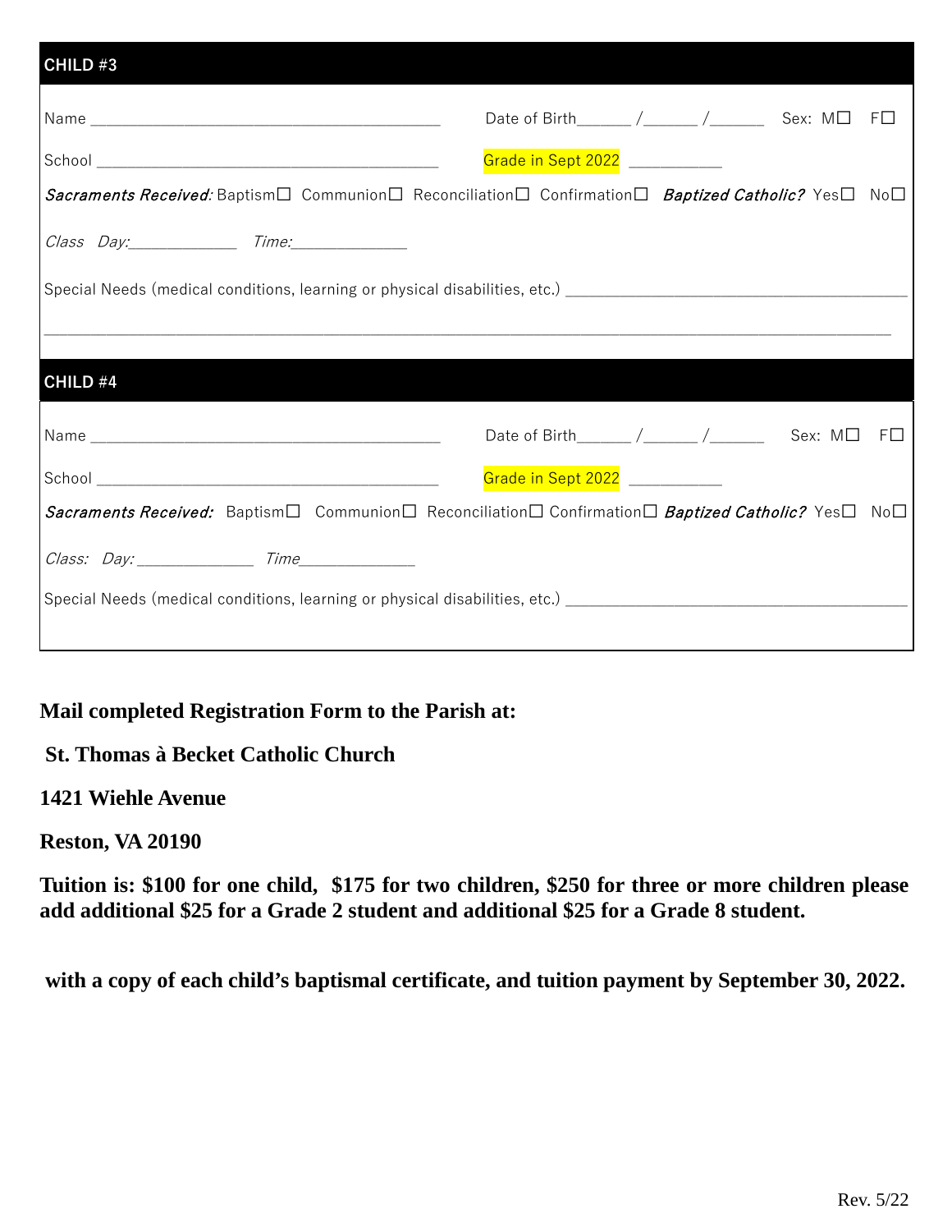## CHILD #3

Name ________________________________________ Date of Birth______ /______ /______ Sex: M☐ F☐

School ________________________________________ Grade in Sept 2022 __________

*Sacraments Received:* Baptism☐ Communion☐ Reconciliation☐ Confirmation☐ *Baptized Catholic?* Yes☐ No☐

*Class Day:____________ Time:_____________*

Special Needs (medical conditions, learning or physical disabilities, etc.) ________________________________________

________________________________________________________________________________________________

## CHILD #4

Name ________________________________________ Date of Birth______ /______ /______ Sex: M☐ F☐

School ________________________________________ Grade in Sept 2022 __________

*Sacraments Received:* Baptism☐ Communion☐ Reconciliation☐ Confirmation☐ *Baptized Catholic?* Yes☐ No☐

*Class: Day: _____________ Time_____________*

Special Needs (medical conditions, learning or physical disabilities, etc.) ________________________________________

**Mail completed Registration Form to the Parish at:**

**St. Thomas à Becket Catholic Church**

**1421 Wiehle Avenue**

**Reston, VA 20190**

**Tuition is: $100 for one child, $175 for two children, $250 for three or more children please add additional $25 for a Grade 2 student and additional $25 for a Grade 8 student.**

**with a copy of each child's baptismal certificate, and tuition payment by September 30, 2022.**

Rev. 5/22